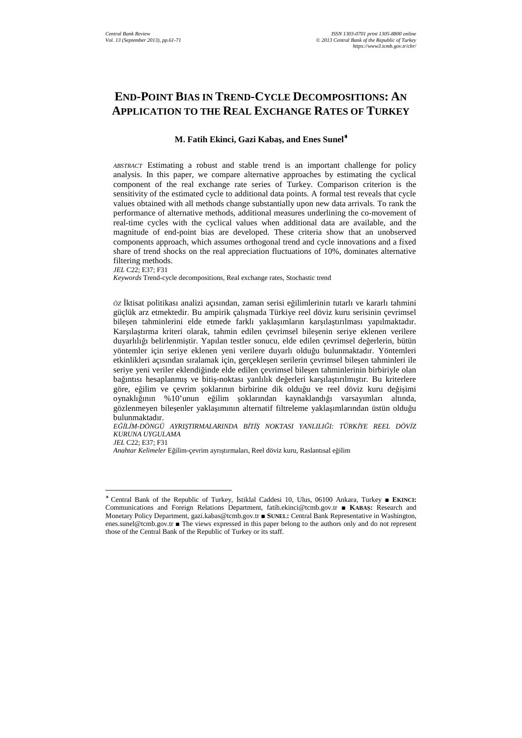# END-POINT BIAS IN TREND-CYCLE DECOMPOSITIONS: AN APPLICATION TO THE REAL EXCHANGE RATES OF TURKEY

**M. Fatih Ekinci, Gazi Kabaş, and Enes Sunel**[*]

*ABSTRACT* Estimating a robust and stable trend is an important challenge for policy analysis. In this paper, we compare alternative approaches by estimating the cyclical component of the real exchange rate series of Turkey. Comparison criterion is the sensitivity of the estimated cycle to additional data points. A formal test reveals that cycle values obtained with all methods change substantially upon new data arrivals. To rank the performance of alternative methods, additional measures underlining the co-movement of real-time cycles with the cyclical values when additional data are available, and the magnitude of end-point bias are developed. These criteria show that an unobserved components approach, which assumes orthogonal trend and cycle innovations and a fixed share of trend shocks on the real appreciation fluctuations of 10%, dominates alternative filtering methods.

*JEL* C22; E37; F31

*Keywords* Trend-cycle decompositions, Real exchange rates, Stochastic trend

*ÖZ* İktisat politikası analizi açısından, zaman serisi eğilimlerinin tutarlı ve kararlı tahmini güçlük arz etmektedir. Bu ampirik çalışmada Türkiye reel döviz kuru serisinin çevrimsel bileşen tahminlerini elde etmede farklı yaklaşımların karşılaştırılması yapılmaktadır. Karşılaştırma kriteri olarak, tahmin edilen çevrimsel bileşenin seriye eklenen verilere duyarlılığı belirlenmiştir. Yapılan testler sonucu, elde edilen çevrimsel değerlerin, bütün yöntemler için seriye eklenen yeni verilere duyarlı olduğu bulunmaktadır. Yöntemleri etkinlikleri açısından sıralamak için, gerçekleşen serilerin çevrimsel bileşen tahminleri ile seriye yeni veriler eklendiğinde elde edilen çevrimsel bileşen tahminlerinin birbiriyle olan bağıntısı hesaplanmış ve bitiş-noktası yanlılık değerleri karşılaştırılmıştır. Bu kriterlere göre, eğilim ve çevrim şoklarının birbirine dik olduğu ve reel döviz kuru değişimi oynaklığının %10'unun eğilim şoklarından kaynaklandığı varsayımları altında, gözlenmeyen bileşenler yaklaşımının alternatif filtreleme yaklaşımlarından üstün olduğu bulunmaktadır.

*EĞİLİM-DÖNGÜ AYRIŞTIRMALARINDA BİTİŞ NOKTASI YANLILIĞI: TÜRKİYE REEL DÖVİZ KURUNA UYGULAMA*

*JEL* C22; E37; F31

*Anahtar Kelimeler* Eğilim-çevrim ayrıştırmaları, Reel döviz kuru, Raslantısal eğilim

---

[*] Central Bank of the Republic of Turkey, İstiklal Caddesi 10, Ulus, 06100 Ankara, Turkey ■ **EKINCI:** Communications and Foreign Relations Department, fatih.ekinci@tcmb.gov.tr ■ **KABAŞ:** Research and Monetary Policy Department, gazi.kabas@tcmb.gov.tr ■ **SUNEL:** Central Bank Representative in Washington, enes.sunel@tcmb.gov.tr ■ The views expressed in this paper belong to the authors only and do not represent those of the Central Bank of the Republic of Turkey or its staff.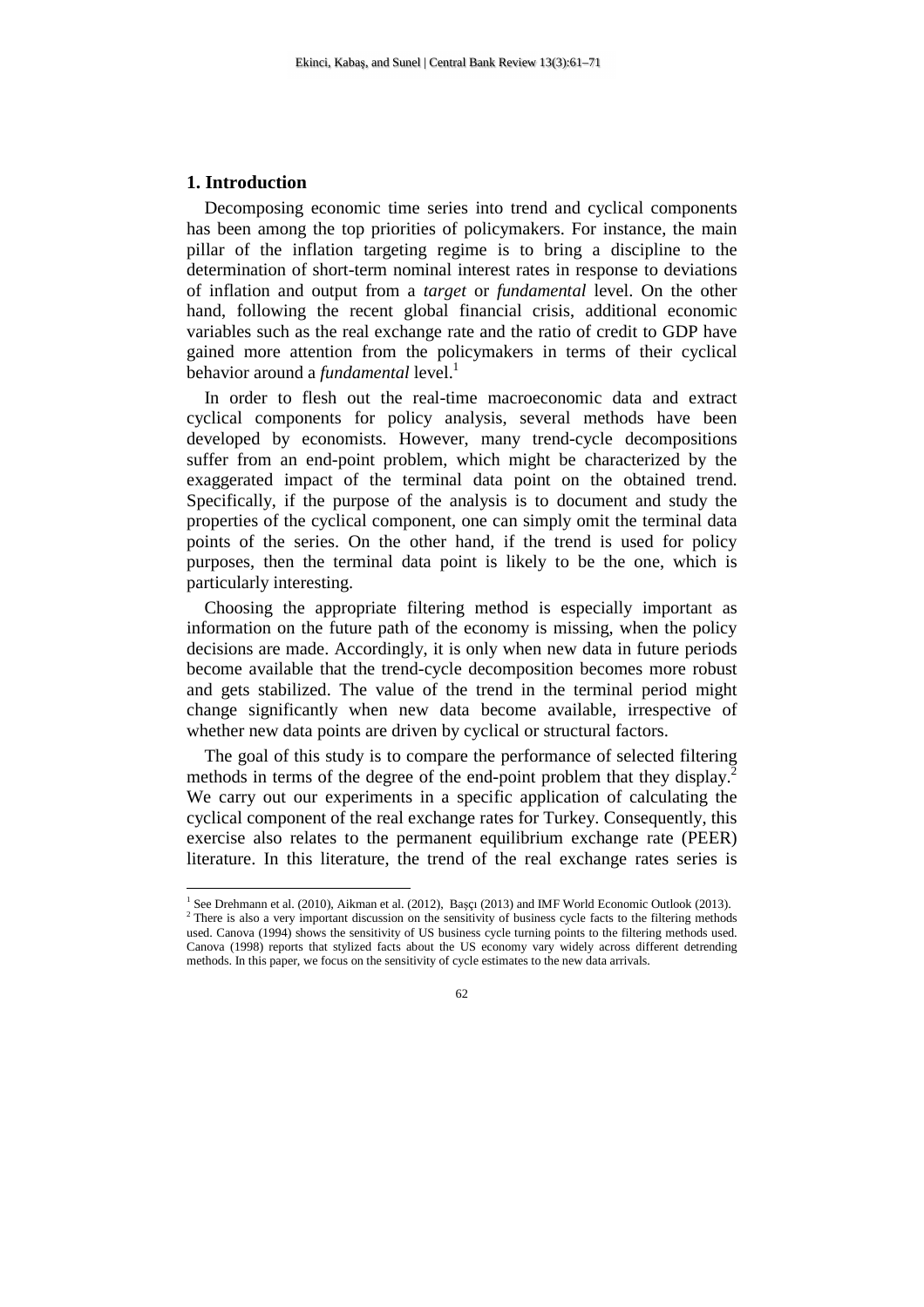## 1. Introduction

Decomposing economic time series into trend and cyclical components has been among the top priorities of policymakers. For instance, the main pillar of the inflation targeting regime is to bring a discipline to the determination of short-term nominal interest rates in response to deviations of inflation and output from a *target* or *fundamental* level. On the other hand, following the recent global financial crisis, additional economic variables such as the real exchange rate and the ratio of credit to GDP have gained more attention from the policymakers in terms of their cyclical behavior around a *fundamental* level.[1]

In order to flesh out the real-time macroeconomic data and extract cyclical components for policy analysis, several methods have been developed by economists. However, many trend-cycle decompositions suffer from an end-point problem, which might be characterized by the exaggerated impact of the terminal data point on the obtained trend. Specifically, if the purpose of the analysis is to document and study the properties of the cyclical component, one can simply omit the terminal data points of the series. On the other hand, if the trend is used for policy purposes, then the terminal data point is likely to be the one, which is particularly interesting.

Choosing the appropriate filtering method is especially important as information on the future path of the economy is missing, when the policy decisions are made. Accordingly, it is only when new data in future periods become available that the trend-cycle decomposition becomes more robust and gets stabilized. The value of the trend in the terminal period might change significantly when new data become available, irrespective of whether new data points are driven by cyclical or structural factors.

The goal of this study is to compare the performance of selected filtering methods in terms of the degree of the end-point problem that they display.[2] We carry out our experiments in a specific application of calculating the cyclical component of the real exchange rates for Turkey. Consequently, this exercise also relates to the permanent equilibrium exchange rate (PEER) literature. In this literature, the trend of the real exchange rates series is

---

[1] See Drehmann et al. (2010), Aikman et al. (2012), Başçı (2013) and IMF World Economic Outlook (2013).

[2] There is also a very important discussion on the sensitivity of business cycle facts to the filtering methods used. Canova (1994) shows the sensitivity of US business cycle turning points to the filtering methods used. Canova (1998) reports that stylized facts about the US economy vary widely across different detrending methods. In this paper, we focus on the sensitivity of cycle estimates to the new data arrivals.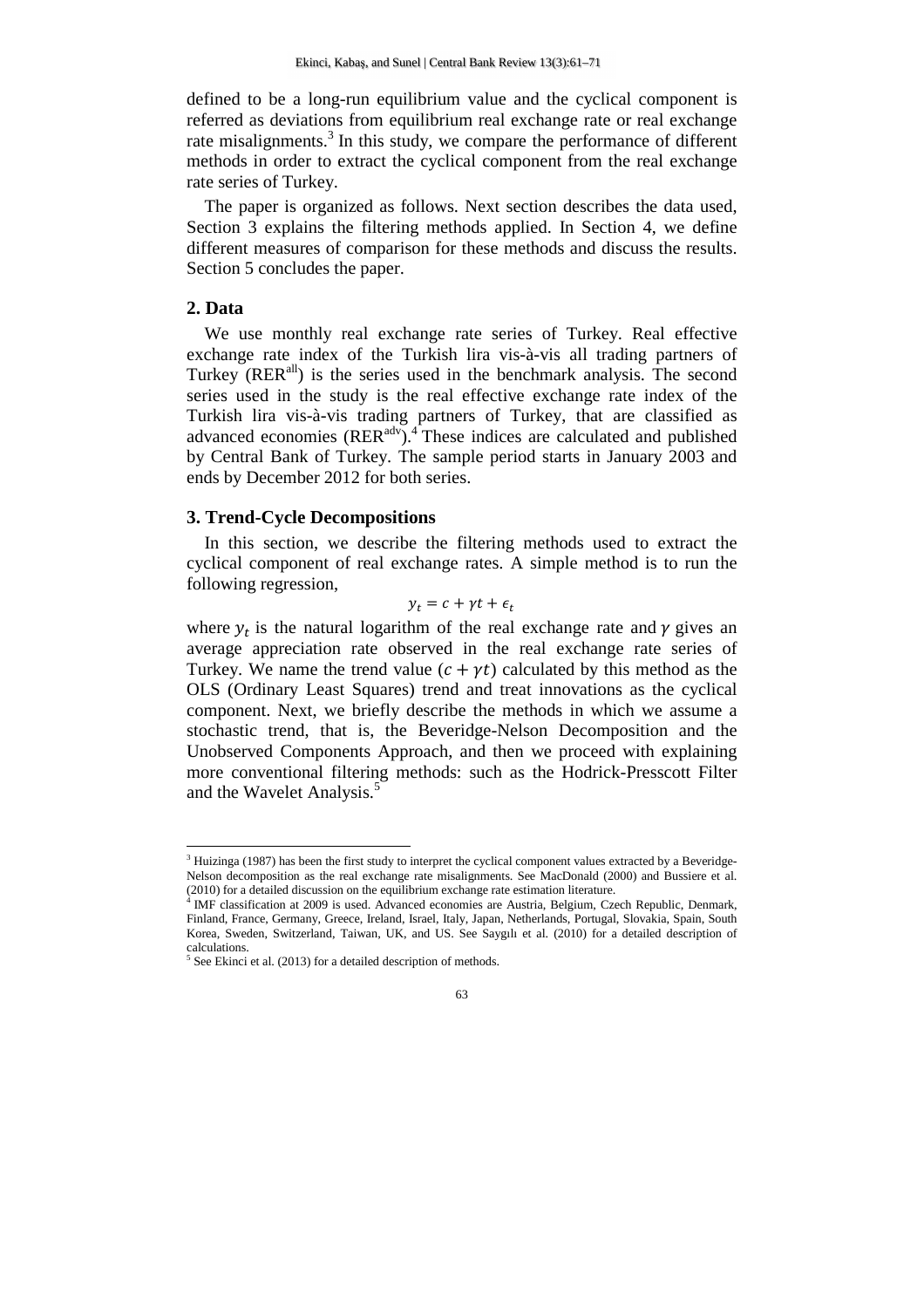defined to be a long-run equilibrium value and the cyclical component is referred as deviations from equilibrium real exchange rate or real exchange rate misalignments.[3] In this study, we compare the performance of different methods in order to extract the cyclical component from the real exchange rate series of Turkey.

The paper is organized as follows. Next section describes the data used, Section 3 explains the filtering methods applied. In Section 4, we define different measures of comparison for these methods and discuss the results. Section 5 concludes the paper.

## 2. Data

We use monthly real exchange rate series of Turkey. Real effective exchange rate index of the Turkish lira vis-à-vis all trading partners of Turkey ($RER^{all}$) is the series used in the benchmark analysis. The second series used in the study is the real effective exchange rate index of the Turkish lira vis-à-vis trading partners of Turkey, that are classified as advanced economies ($RER^{adv}$).[4] These indices are calculated and published by Central Bank of Turkey. The sample period starts in January 2003 and ends by December 2012 for both series.

## 3. Trend-Cycle Decompositions

In this section, we describe the filtering methods used to extract the cyclical component of real exchange rates. A simple method is to run the following regression,

$$y_t = c + \gamma t + \epsilon_t$$

where $y_t$ is the natural logarithm of the real exchange rate and $\gamma$ gives an average appreciation rate observed in the real exchange rate series of Turkey. We name the trend value $(c + \gamma t)$ calculated by this method as the OLS (Ordinary Least Squares) trend and treat innovations as the cyclical component. Next, we briefly describe the methods in which we assume a stochastic trend, that is, the Beveridge-Nelson Decomposition and the Unobserved Components Approach, and then we proceed with explaining more conventional filtering methods: such as the Hodrick-Presscott Filter and the Wavelet Analysis.[5]

---

[3] Huizinga (1987) has been the first study to interpret the cyclical component values extracted by a Beveridge-Nelson decomposition as the real exchange rate misalignments. See MacDonald (2000) and Bussiere et al. (2010) for a detailed discussion on the equilibrium exchange rate estimation literature.

[4] IMF classification at 2009 is used. Advanced economies are Austria, Belgium, Czech Republic, Denmark, Finland, France, Germany, Greece, Ireland, Israel, Italy, Japan, Netherlands, Portugal, Slovakia, Spain, South Korea, Sweden, Switzerland, Taiwan, UK, and US. See Saygılı et al. (2010) for a detailed description of calculations.

[5] See Ekinci et al. (2013) for a detailed description of methods.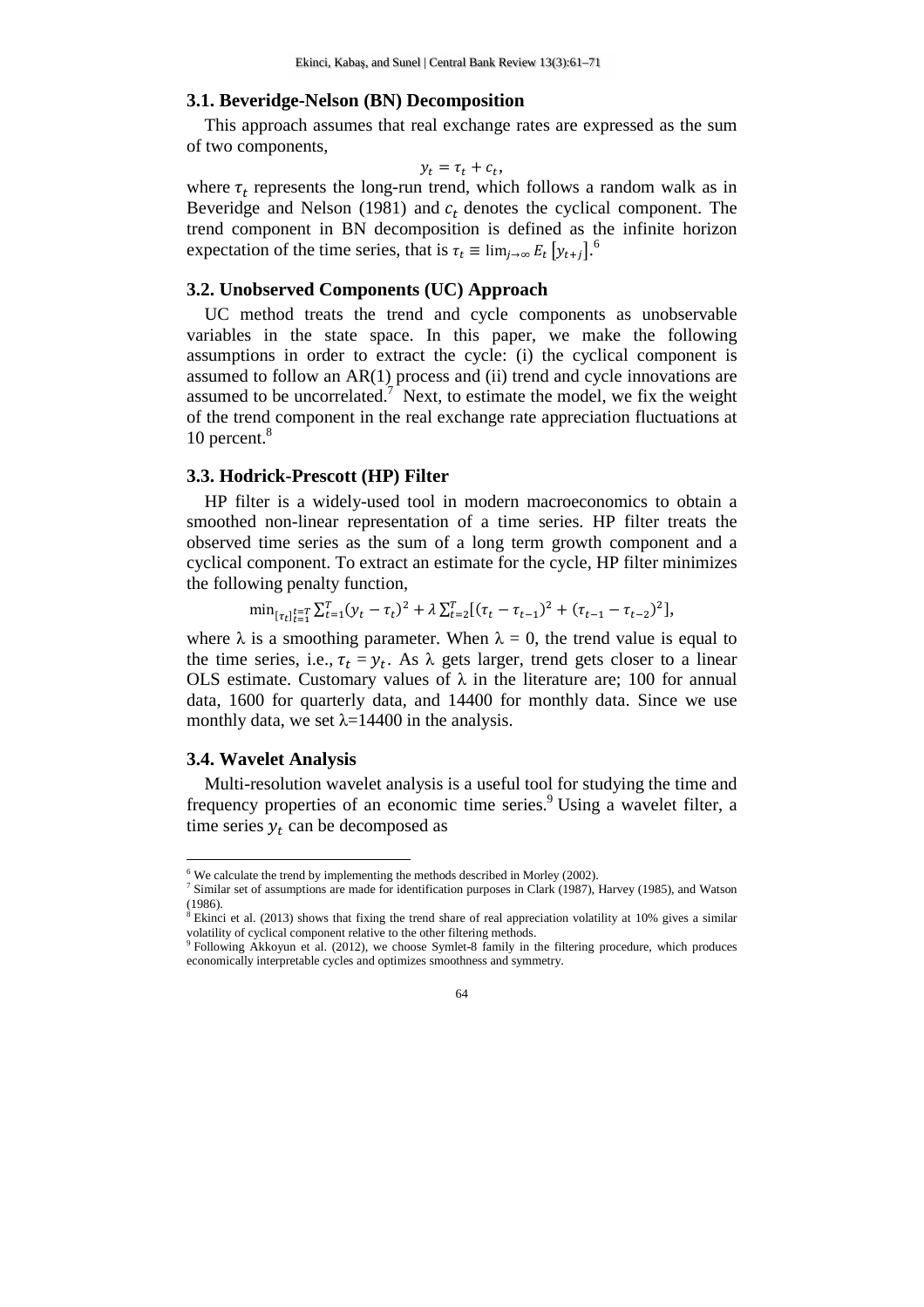### 3.1. Beveridge-Nelson (BN) Decomposition

This approach assumes that real exchange rates are expressed as the sum of two components,

$$y_t = \tau_t + c_t,$$

where $\tau_t$ represents the long-run trend, which follows a random walk as in Beveridge and Nelson (1981) and $c_t$ denotes the cyclical component. The trend component in BN decomposition is defined as the infinite horizon expectation of the time series, that is $\tau_t \equiv \lim_{j\to\infty} E_t\left[y_{t+j}\right]$.[6]

### 3.2. Unobserved Components (UC) Approach

UC method treats the trend and cycle components as unobservable variables in the state space. In this paper, we make the following assumptions in order to extract the cycle: (i) the cyclical component is assumed to follow an AR(1) process and (ii) trend and cycle innovations are assumed to be uncorrelated.[7] Next, to estimate the model, we fix the weight of the trend component in the real exchange rate appreciation fluctuations at 10 percent.[8]

### 3.3. Hodrick-Prescott (HP) Filter

HP filter is a widely-used tool in modern macroeconomics to obtain a smoothed non-linear representation of a time series. HP filter treats the observed time series as the sum of a long term growth component and a cyclical component. To extract an estimate for the cycle, HP filter minimizes the following penalty function,

$$\min_{[\tau_t]_{t=1}^{t=T}} \sum_{t=1}^{T}(y_t - \tau_t)^2 + \lambda \sum_{t=2}^{T}[(\tau_t - \tau_{t-1})^2 + (\tau_{t-1} - \tau_{t-2})^2],$$

where λ is a smoothing parameter. When λ = 0, the trend value is equal to the time series, i.e., $\tau_t = y_t$. As λ gets larger, trend gets closer to a linear OLS estimate. Customary values of λ in the literature are; 100 for annual data, 1600 for quarterly data, and 14400 for monthly data. Since we use monthly data, we set λ=14400 in the analysis.

### 3.4. Wavelet Analysis

Multi-resolution wavelet analysis is a useful tool for studying the time and frequency properties of an economic time series.[9] Using a wavelet filter, a time series $y_t$ can be decomposed as

---

[6] We calculate the trend by implementing the methods described in Morley (2002).

[7] Similar set of assumptions are made for identification purposes in Clark (1987), Harvey (1985), and Watson (1986).

[8] Ekinci et al. (2013) shows that fixing the trend share of real appreciation volatility at 10% gives a similar volatility of cyclical component relative to the other filtering methods.

[9] Following Akkoyun et al. (2012), we choose Symlet-8 family in the filtering procedure, which produces economically interpretable cycles and optimizes smoothness and symmetry.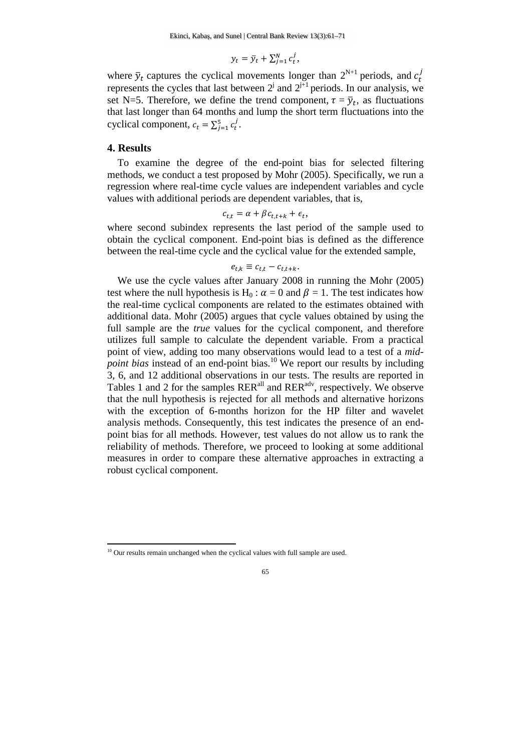$$y_t = \bar{y}_t + \sum_{j=1}^{N} c_t^j,$$

where $\bar{y}_t$ captures the cyclical movements longer than $2^{N+1}$ periods, and $c_t^j$ represents the cycles that last between $2^j$ and $2^{j+1}$ periods. In our analysis, we set N=5. Therefore, we define the trend component, $\tau = \bar{y}_t$, as fluctuations that last longer than 64 months and lump the short term fluctuations into the cyclical component, $c_t = \sum_{j=1}^{5} c_t^j$.

## 4. Results

To examine the degree of the end-point bias for selected filtering methods, we conduct a test proposed by Mohr (2005). Specifically, we run a regression where real-time cycle values are independent variables and cycle values with additional periods are dependent variables, that is,

$$c_{t,t} = \alpha + \beta c_{t,t+k} + \epsilon_t,$$

where second subindex represents the last period of the sample used to obtain the cyclical component. End-point bias is defined as the difference between the real-time cycle and the cyclical value for the extended sample,

$$e_{t,k} \equiv c_{t,t} - c_{t,t+k}.$$

We use the cycle values after January 2008 in running the Mohr (2005) test where the null hypothesis is $H_0 : \alpha = 0$ and $\beta = 1$. The test indicates how the real-time cyclical components are related to the estimates obtained with additional data. Mohr (2005) argues that cycle values obtained by using the full sample are the *true* values for the cyclical component, and therefore utilizes full sample to calculate the dependent variable. From a practical point of view, adding too many observations would lead to a test of a *mid-point bias* instead of an end-point bias.[10] We report our results by including 3, 6, and 12 additional observations in our tests. The results are reported in Tables 1 and 2 for the samples $RER^{all}$ and $RER^{adv}$, respectively. We observe that the null hypothesis is rejected for all methods and alternative horizons with the exception of 6-months horizon for the HP filter and wavelet analysis methods. Consequently, this test indicates the presence of an end-point bias for all methods. However, test values do not allow us to rank the reliability of methods. Therefore, we proceed to looking at some additional measures in order to compare these alternative approaches in extracting a robust cyclical component.

[10] Our results remain unchanged when the cyclical values with full sample are used.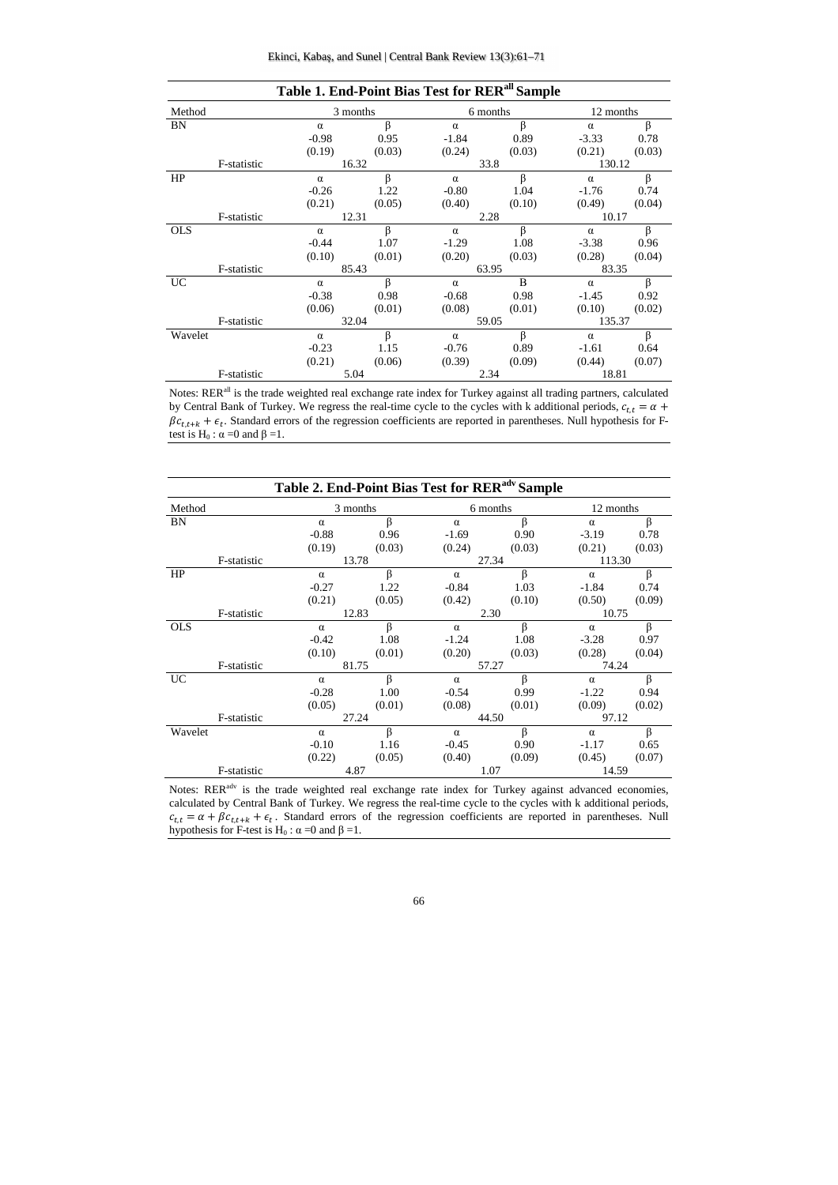**Table 1. End-Point Bias Test for RER$^{all}$ Sample**

| Method | | 3 months | | 6 months | | 12 months | |
|---|---|---|---|---|---|---|---|
| BN | | α | β | α | β | α | β |
| | | -0.98 | 0.95 | -1.84 | 0.89 | -3.33 | 0.78 |
| | | (0.19) | (0.03) | (0.24) | (0.03) | (0.21) | (0.03) |
| | F-statistic | 16.32 | | 33.8 | | 130.12 | |
| HP | | α | β | α | β | α | β |
| | | -0.26 | 1.22 | -0.80 | 1.04 | -1.76 | 0.74 |
| | | (0.21) | (0.05) | (0.40) | (0.10) | (0.49) | (0.04) |
| | F-statistic | 12.31 | | 2.28 | | 10.17 | |
| OLS | | α | β | α | β | α | β |
| | | -0.44 | 1.07 | -1.29 | 1.08 | -3.38 | 0.96 |
| | | (0.10) | (0.01) | (0.20) | (0.03) | (0.28) | (0.04) |
| | F-statistic | 85.43 | | 63.95 | | 83.35 | |
| UC | | α | β | α | Β | α | β |
| | | -0.38 | 0.98 | -0.68 | 0.98 | -1.45 | 0.92 |
| | | (0.06) | (0.01) | (0.08) | (0.01) | (0.10) | (0.02) |
| | F-statistic | 32.04 | | 59.05 | | 135.37 | |
| Wavelet | | α | β | α | β | α | β |
| | | -0.23 | 1.15 | -0.76 | 0.89 | -1.61 | 0.64 |
| | | (0.21) | (0.06) | (0.39) | (0.09) | (0.44) | (0.07) |
| | F-statistic | 5.04 | | 2.34 | | 18.81 | |

Notes: RER$^{all}$ is the trade weighted real exchange rate index for Turkey against all trading partners, calculated by Central Bank of Turkey. We regress the real-time cycle to the cycles with k additional periods, $c_{t,t} = \alpha + \beta c_{t,t+k} + \epsilon_t$. Standard errors of the regression coefficients are reported in parentheses. Null hypothesis for F-test is $H_0 : \alpha = 0$ and $\beta = 1$.

**Table 2. End-Point Bias Test for RER$^{adv}$ Sample**

| Method | | 3 months | | 6 months | | 12 months | |
|---|---|---|---|---|---|---|---|
| BN | | α | β | α | β | α | β |
| | | -0.88 | 0.96 | -1.69 | 0.90 | -3.19 | 0.78 |
| | | (0.19) | (0.03) | (0.24) | (0.03) | (0.21) | (0.03) |
| | F-statistic | 13.78 | | 27.34 | | 113.30 | |
| HP | | α | β | α | β | α | β |
| | | -0.27 | 1.22 | -0.84 | 1.03 | -1.84 | 0.74 |
| | | (0.21) | (0.05) | (0.42) | (0.10) | (0.50) | (0.09) |
| | F-statistic | 12.83 | | 2.30 | | 10.75 | |
| OLS | | α | β | α | β | α | β |
| | | -0.42 | 1.08 | -1.24 | 1.08 | -3.28 | 0.97 |
| | | (0.10) | (0.01) | (0.20) | (0.03) | (0.28) | (0.04) |
| | F-statistic | 81.75 | | 57.27 | | 74.24 | |
| UC | | α | β | α | β | α | β |
| | | -0.28 | 1.00 | -0.54 | 0.99 | -1.22 | 0.94 |
| | | (0.05) | (0.01) | (0.08) | (0.01) | (0.09) | (0.02) |
| | F-statistic | 27.24 | | 44.50 | | 97.12 | |
| Wavelet | | α | β | α | β | α | β |
| | | -0.10 | 1.16 | -0.45 | 0.90 | -1.17 | 0.65 |
| | | (0.22) | (0.05) | (0.40) | (0.09) | (0.45) | (0.07) |
| | F-statistic | 4.87 | | 1.07 | | 14.59 | |

Notes: RER$^{adv}$ is the trade weighted real exchange rate index for Turkey against advanced economies, calculated by Central Bank of Turkey. We regress the real-time cycle to the cycles with k additional periods, $c_{t,t} = \alpha + \beta c_{t,t+k} + \epsilon_t$. Standard errors of the regression coefficients are reported in parentheses. Null hypothesis for F-test is $H_0 : \alpha = 0$ and $\beta = 1$.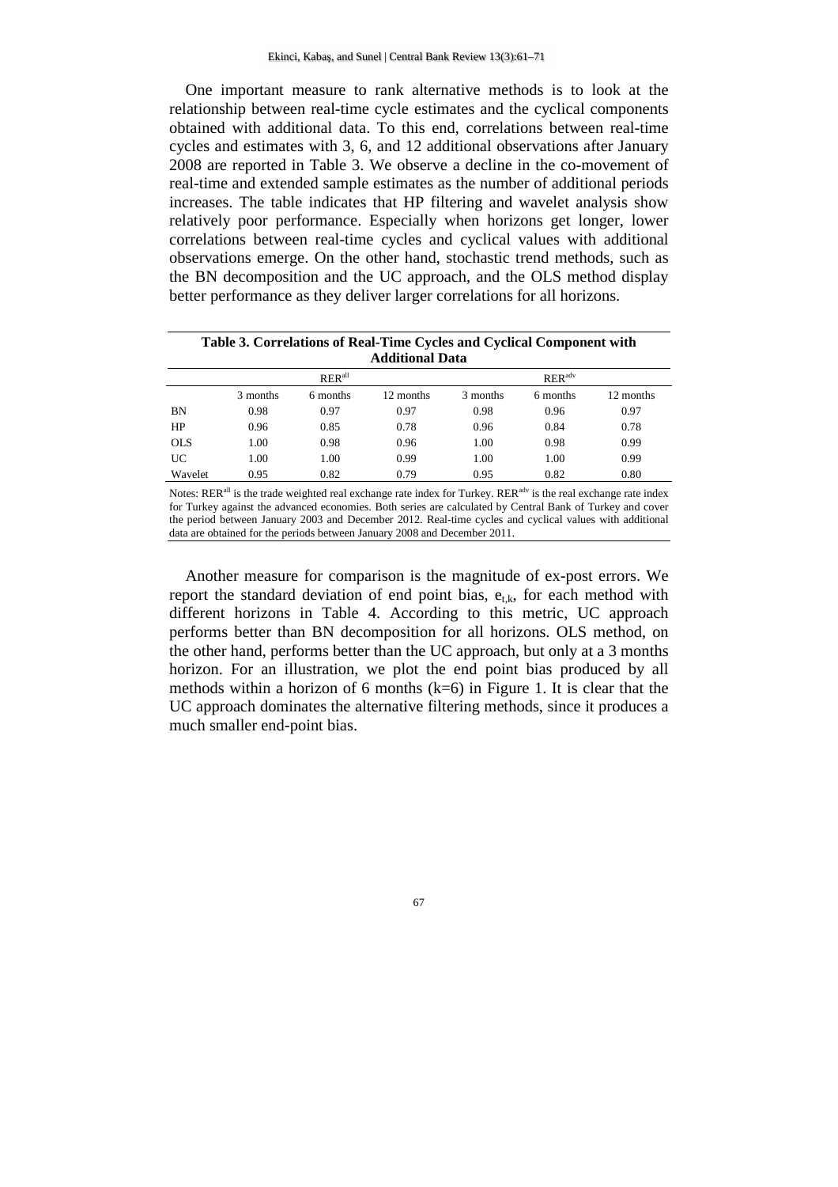One important measure to rank alternative methods is to look at the relationship between real-time cycle estimates and the cyclical components obtained with additional data. To this end, correlations between real-time cycles and estimates with 3, 6, and 12 additional observations after January 2008 are reported in Table 3. We observe a decline in the co-movement of real-time and extended sample estimates as the number of additional periods increases. The table indicates that HP filtering and wavelet analysis show relatively poor performance. Especially when horizons get longer, lower correlations between real-time cycles and cyclical values with additional observations emerge. On the other hand, stochastic trend methods, such as the BN decomposition and the UC approach, and the OLS method display better performance as they deliver larger correlations for all horizons.

**Table 3. Correlations of Real-Time Cycles and Cyclical Component with Additional Data**

| | $RER^{all}$ | | | $RER^{adv}$ | | |
|---|---|---|---|---|---|---|
| | 3 months | 6 months | 12 months | 3 months | 6 months | 12 months |
| BN | 0.98 | 0.97 | 0.97 | 0.98 | 0.96 | 0.97 |
| HP | 0.96 | 0.85 | 0.78 | 0.96 | 0.84 | 0.78 |
| OLS | 1.00 | 0.98 | 0.96 | 1.00 | 0.98 | 0.99 |
| UC | 1.00 | 1.00 | 0.99 | 1.00 | 1.00 | 0.99 |
| Wavelet | 0.95 | 0.82 | 0.79 | 0.95 | 0.82 | 0.80 |

Notes: $RER^{all}$ is the trade weighted real exchange rate index for Turkey. $RER^{adv}$ is the real exchange rate index for Turkey against the advanced economies. Both series are calculated by Central Bank of Turkey and cover the period between January 2003 and December 2012. Real-time cycles and cyclical values with additional data are obtained for the periods between January 2008 and December 2011.

Another measure for comparison is the magnitude of ex-post errors. We report the standard deviation of end point bias, $e_{t,k}$, for each method with different horizons in Table 4. According to this metric, UC approach performs better than BN decomposition for all horizons. OLS method, on the other hand, performs better than the UC approach, but only at a 3 months horizon. For an illustration, we plot the end point bias produced by all methods within a horizon of 6 months (k=6) in Figure 1. It is clear that the UC approach dominates the alternative filtering methods, since it produces a much smaller end-point bias.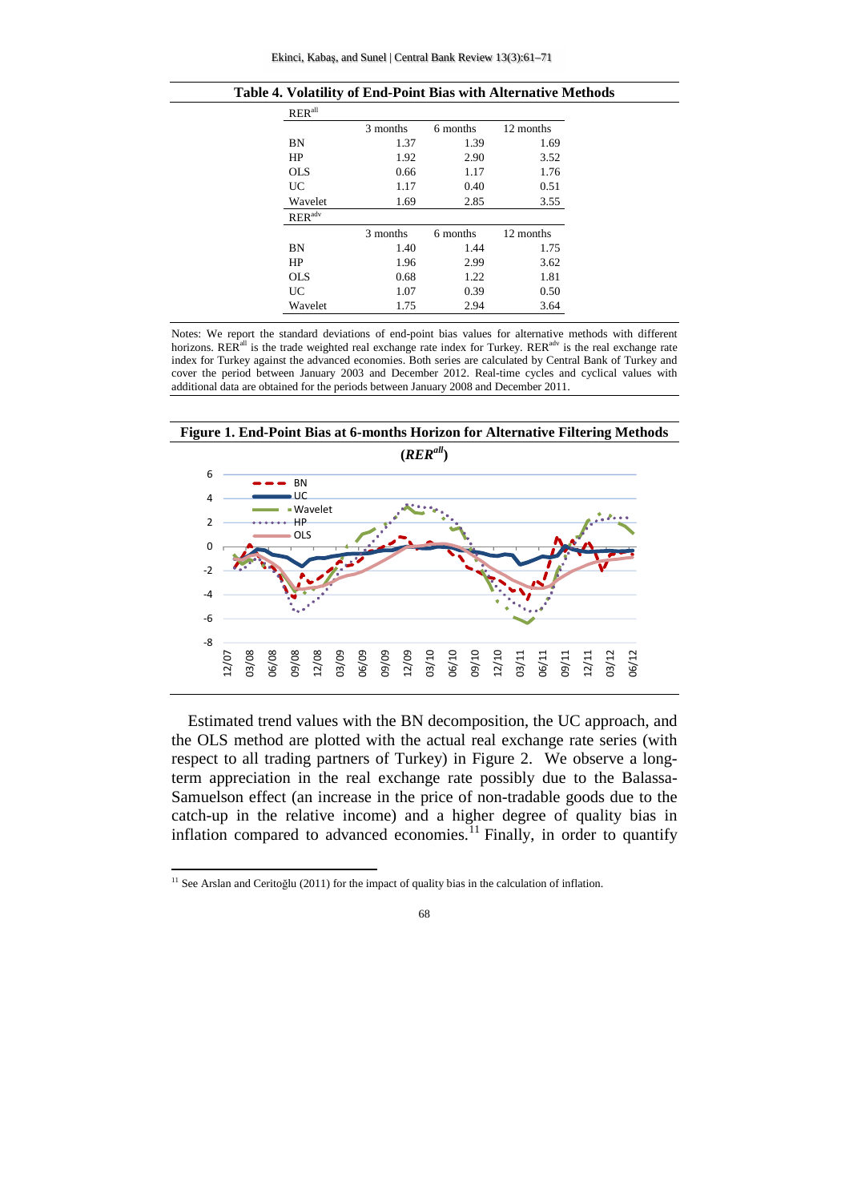**Table 4. Volatility of End-Point Bias with Alternative Methods**

| $RER^{all}$ | | | |
|---|---|---|---|
| | 3 months | 6 months | 12 months |
| BN | 1.37 | 1.39 | 1.69 |
| HP | 1.92 | 2.90 | 3.52 |
| OLS | 0.66 | 1.17 | 1.76 |
| UC | 1.17 | 0.40 | 0.51 |
| Wavelet | 1.69 | 2.85 | 3.55 |
| $RER^{adv}$ | | | |
| | 3 months | 6 months | 12 months |
| BN | 1.40 | 1.44 | 1.75 |
| HP | 1.96 | 2.99 | 3.62 |
| OLS | 0.68 | 1.22 | 1.81 |
| UC | 1.07 | 0.39 | 0.50 |
| Wavelet | 1.75 | 2.94 | 3.64 |

Notes: We report the standard deviations of end-point bias values for alternative methods with different horizons. $RER^{all}$ is the trade weighted real exchange rate index for Turkey. $RER^{adv}$ is the real exchange rate index for Turkey against the advanced economies. Both series are calculated by Central Bank of Turkey and cover the period between January 2003 and December 2012. Real-time cycles and cyclical values with additional data are obtained for the periods between January 2008 and December 2011.

**Figure 1. End-Point Bias at 6-months Horizon for Alternative Filtering Methods ($RER^{all}$)**

Estimated trend values with the BN decomposition, the UC approach, and the OLS method are plotted with the actual real exchange rate series (with respect to all trading partners of Turkey) in Figure 2. We observe a long-term appreciation in the real exchange rate possibly due to the Balassa-Samuelson effect (an increase in the price of non-tradable goods due to the catch-up in the relative income) and a higher degree of quality bias in inflation compared to advanced economies.[11] Finally, in order to quantify

[11] See Arslan and Ceritoğlu (2011) for the impact of quality bias in the calculation of inflation.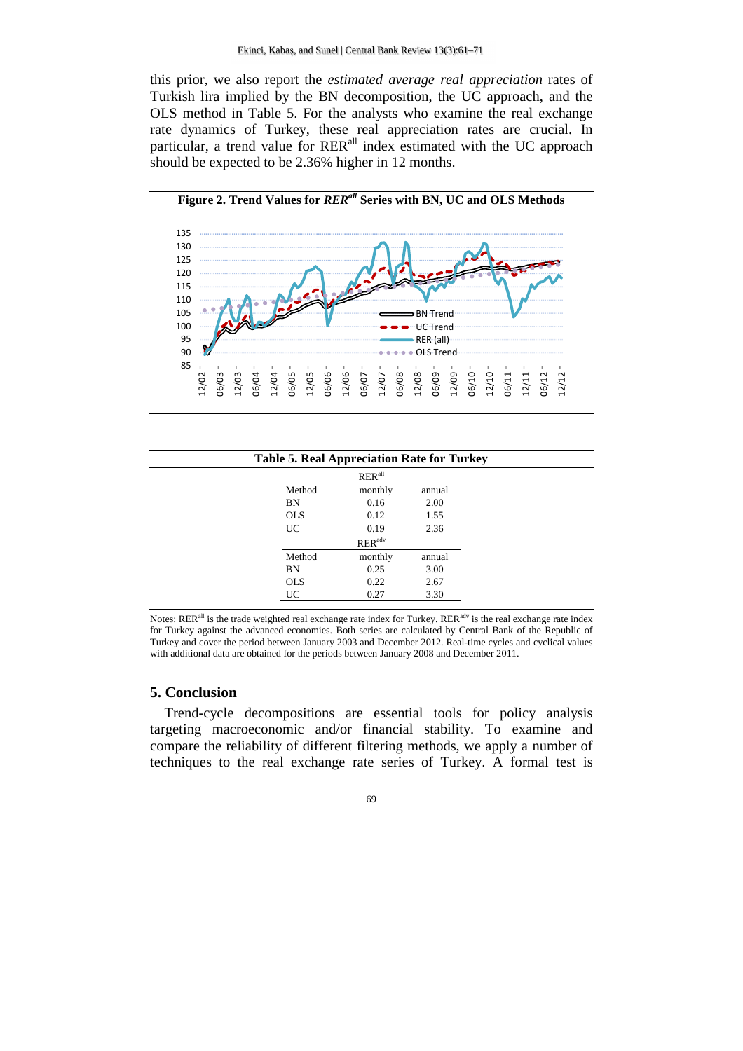this prior, we also report the *estimated average real appreciation* rates of Turkish lira implied by the BN decomposition, the UC approach, and the OLS method in Table 5. For the analysts who examine the real exchange rate dynamics of Turkey, these real appreciation rates are crucial. In particular, a trend value for $RER^{all}$ index estimated with the UC approach should be expected to be 2.36% higher in 12 months.

**Figure 2. Trend Values for $RER^{all}$ Series with BN, UC and OLS Methods**

**Table 5. Real Appreciation Rate for Turkey**

| Method | monthly | annual |
|---|---|---|
| $RER^{all}$ | | |
| BN | 0.16 | 2.00 |
| OLS | 0.12 | 1.55 |
| UC | 0.19 | 2.36 |
| $RER^{adv}$ | | |
| BN | 0.25 | 3.00 |
| OLS | 0.22 | 2.67 |
| UC | 0.27 | 3.30 |

Notes: $RER^{all}$ is the trade weighted real exchange rate index for Turkey. $RER^{adv}$ is the real exchange rate index for Turkey against the advanced economies. Both series are calculated by Central Bank of the Republic of Turkey and cover the period between January 2003 and December 2012. Real-time cycles and cyclical values with additional data are obtained for the periods between January 2008 and December 2011.

## 5. Conclusion

Trend-cycle decompositions are essential tools for policy analysis targeting macroeconomic and/or financial stability. To examine and compare the reliability of different filtering methods, we apply a number of techniques to the real exchange rate series of Turkey. A formal test is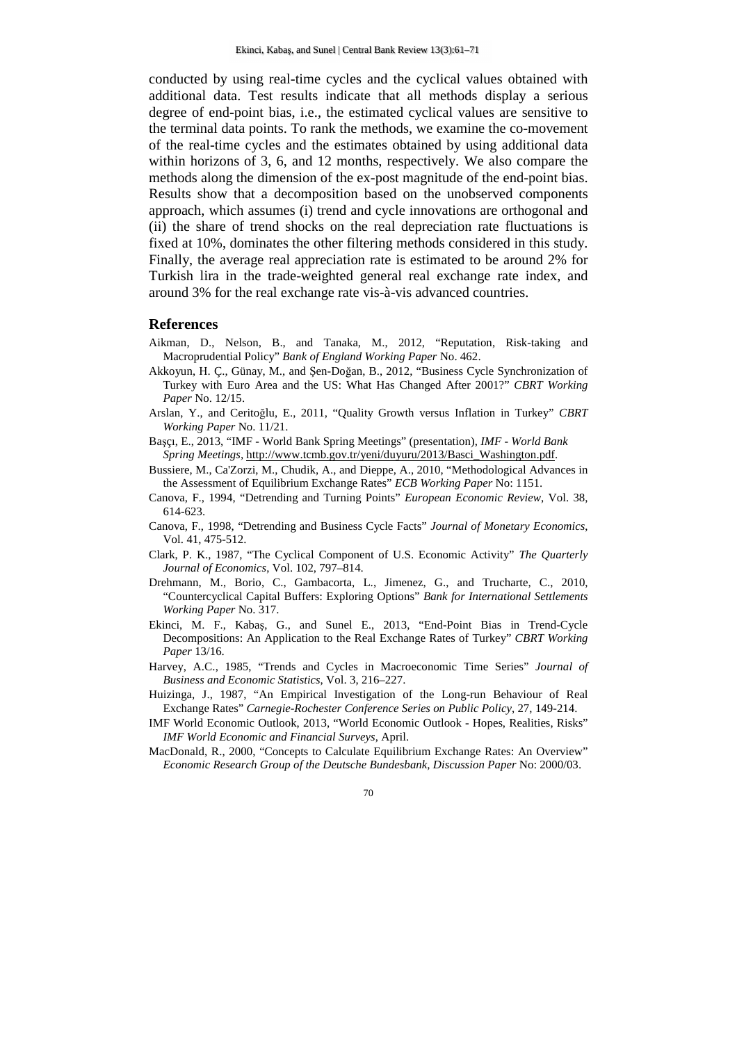conducted by using real-time cycles and the cyclical values obtained with additional data. Test results indicate that all methods display a serious degree of end-point bias, i.e., the estimated cyclical values are sensitive to the terminal data points. To rank the methods, we examine the co-movement of the real-time cycles and the estimates obtained by using additional data within horizons of 3, 6, and 12 months, respectively. We also compare the methods along the dimension of the ex-post magnitude of the end-point bias. Results show that a decomposition based on the unobserved components approach, which assumes (i) trend and cycle innovations are orthogonal and (ii) the share of trend shocks on the real depreciation rate fluctuations is fixed at 10%, dominates the other filtering methods considered in this study. Finally, the average real appreciation rate is estimated to be around 2% for Turkish lira in the trade-weighted general real exchange rate index, and around 3% for the real exchange rate vis-à-vis advanced countries.

## References

Aikman, D., Nelson, B., and Tanaka, M., 2012, "Reputation, Risk-taking and Macroprudential Policy" *Bank of England Working Paper* No. 462.

Akkoyun, H. Ç., Günay, M., and Şen-Doğan, B., 2012, "Business Cycle Synchronization of Turkey with Euro Area and the US: What Has Changed After 2001?" *CBRT Working Paper* No. 12/15.

Arslan, Y., and Ceritoğlu, E., 2011, "Quality Growth versus Inflation in Turkey" *CBRT Working Paper* No. 11/21.

Başçı, E., 2013, "IMF - World Bank Spring Meetings" (presentation), *IMF - World Bank Spring Meetings*, http://www.tcmb.gov.tr/yeni/duyuru/2013/Basci_Washington.pdf.

Bussiere, M., Ca'Zorzi, M., Chudik, A., and Dieppe, A., 2010, "Methodological Advances in the Assessment of Equilibrium Exchange Rates" *ECB Working Paper* No: 1151.

Canova, F., 1994, "Detrending and Turning Points" *European Economic Review*, Vol. 38, 614-623.

Canova, F., 1998, "Detrending and Business Cycle Facts" *Journal of Monetary Economics*, Vol. 41, 475-512.

Clark, P. K., 1987, "The Cyclical Component of U.S. Economic Activity" *The Quarterly Journal of Economics*, Vol. 102, 797–814.

Drehmann, M., Borio, C., Gambacorta, L., Jimenez, G., and Trucharte, C., 2010, "Countercyclical Capital Buffers: Exploring Options" *Bank for International Settlements Working Paper* No. 317.

Ekinci, M. F., Kabaş, G., and Sunel E., 2013, "End-Point Bias in Trend-Cycle Decompositions: An Application to the Real Exchange Rates of Turkey" *CBRT Working Paper* 13/16.

Harvey, A.C., 1985, "Trends and Cycles in Macroeconomic Time Series" *Journal of Business and Economic Statistics*, Vol. 3, 216–227.

Huizinga, J., 1987, "An Empirical Investigation of the Long-run Behaviour of Real Exchange Rates" *Carnegie-Rochester Conference Series on Public Policy*, 27, 149-214.

IMF World Economic Outlook, 2013, "World Economic Outlook - Hopes, Realities, Risks" *IMF World Economic and Financial Surveys*, April.

MacDonald, R., 2000, "Concepts to Calculate Equilibrium Exchange Rates: An Overview" *Economic Research Group of the Deutsche Bundesbank, Discussion Paper* No: 2000/03.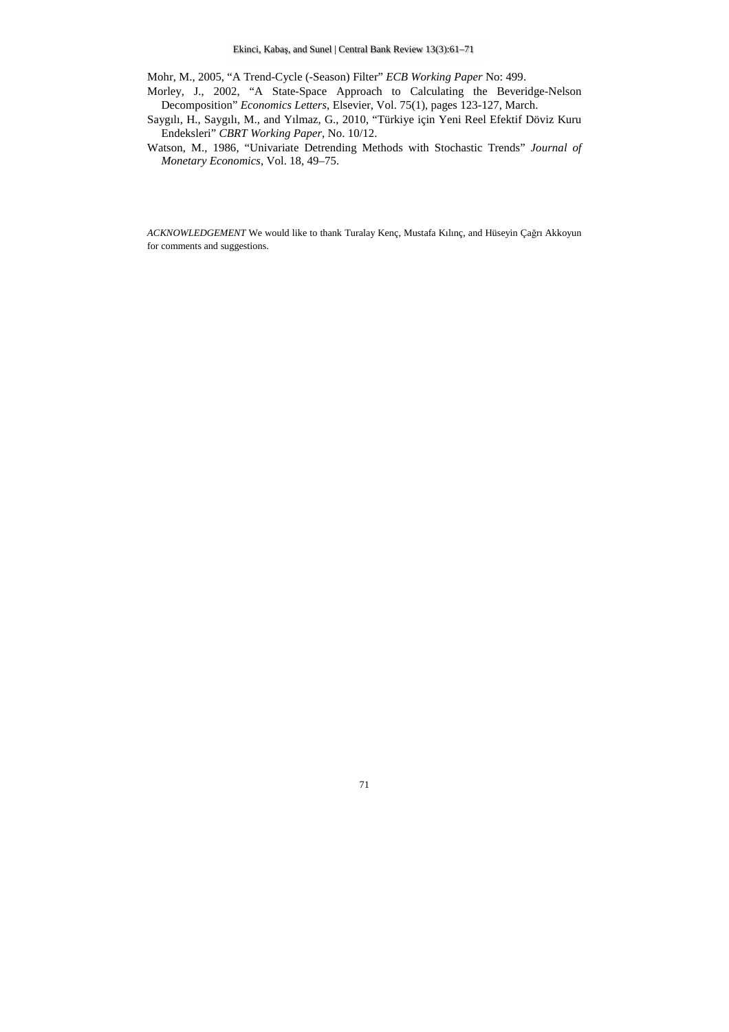Mohr, M., 2005, "A Trend-Cycle (-Season) Filter" *ECB Working Paper* No: 499.

Morley, J., 2002, "A State-Space Approach to Calculating the Beveridge-Nelson Decomposition" *Economics Letters*, Elsevier, Vol. 75(1), pages 123-127, March.

Saygılı, H., Saygılı, M., and Yılmaz, G., 2010, "Türkiye için Yeni Reel Efektif Döviz Kuru Endeksleri" *CBRT Working Paper*, No. 10/12.

Watson, M., 1986, "Univariate Detrending Methods with Stochastic Trends" *Journal of Monetary Economics*, Vol. 18, 49–75.

*ACKNOWLEDGEMENT* We would like to thank Turalay Kenç, Mustafa Kılınç, and Hüseyin Çağrı Akkoyun for comments and suggestions.